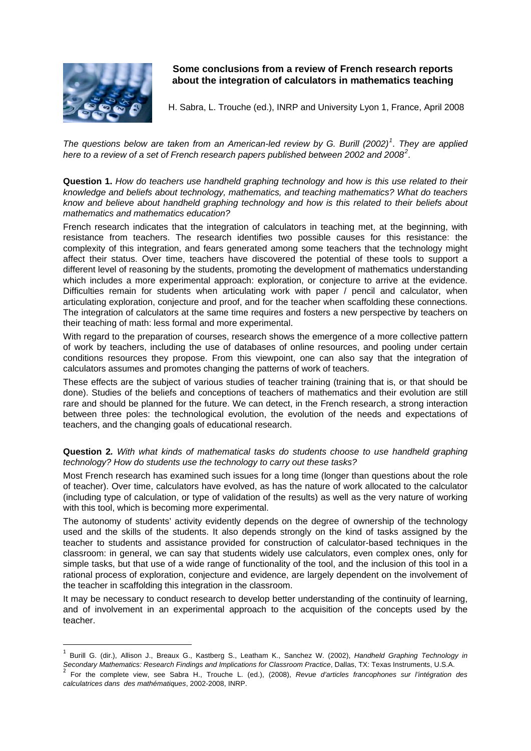# Some conclusions from a review of French research reports about the integration of calculators in mathematics teaching

H. Sabra, L. Trouche (ed.), INRP and University Lyon 1, France, April 2008

*The questions below are taken from an American-led review by G. Burill (2002)[1]. They are applied here to a review of a set of French research papers published between 2002 and 2008[2].*

**Question 1.** *How do teachers use handheld graphing technology and how is this use related to their knowledge and beliefs about technology, mathematics, and teaching mathematics? What do teachers know and believe about handheld graphing technology and how is this related to their beliefs about mathematics and mathematics education?*

French research indicates that the integration of calculators in teaching met, at the beginning, with resistance from teachers. The research identifies two possible causes for this resistance: the complexity of this integration, and fears generated among some teachers that the technology might affect their status. Over time, teachers have discovered the potential of these tools to support a different level of reasoning by the students, promoting the development of mathematics understanding which includes a more experimental approach: exploration, or conjecture to arrive at the evidence. Difficulties remain for students when articulating work with paper / pencil and calculator, when articulating exploration, conjecture and proof, and for the teacher when scaffolding these connections. The integration of calculators at the same time requires and fosters a new perspective by teachers on their teaching of math: less formal and more experimental.

With regard to the preparation of courses, research shows the emergence of a more collective pattern of work by teachers, including the use of databases of online resources, and pooling under certain conditions resources they propose. From this viewpoint, one can also say that the integration of calculators assumes and promotes changing the patterns of work of teachers.

These effects are the subject of various studies of teacher training (training that is, or that should be done). Studies of the beliefs and conceptions of teachers of mathematics and their evolution are still rare and should be planned for the future. We can detect, in the French research, a strong interaction between three poles: the technological evolution, the evolution of the needs and expectations of teachers, and the changing goals of educational research.

**Question 2.** *With what kinds of mathematical tasks do students choose to use handheld graphing technology? How do students use the technology to carry out these tasks?*

Most French research has examined such issues for a long time (longer than questions about the role of teacher). Over time, calculators have evolved, as has the nature of work allocated to the calculator (including type of calculation, or type of validation of the results) as well as the very nature of working with this tool, which is becoming more experimental.

The autonomy of students' activity evidently depends on the degree of ownership of the technology used and the skills of the students. It also depends strongly on the kind of tasks assigned by the teacher to students and assistance provided for construction of calculator-based techniques in the classroom: in general, we can say that students widely use calculators, even complex ones, only for simple tasks, but that use of a wide range of functionality of the tool, and the inclusion of this tool in a rational process of exploration, conjecture and evidence, are largely dependent on the involvement of the teacher in scaffolding this integration in the classroom.

It may be necessary to conduct research to develop better understanding of the continuity of learning, and of involvement in an experimental approach to the acquisition of the concepts used by the teacher.

---

[1] Burill G. (dir.), Allison J., Breaux G., Kastberg S., Leatham K., Sanchez W. (2002), *Handheld Graphing Technology in Secondary Mathematics: Research Findings and Implications for Classroom Practice*, Dallas, TX: Texas Instruments, U.S.A.

[2] For the complete view, see Sabra H., Trouche L. (ed.), (2008), *Revue d'articles francophones sur l'intégration des calculatrices dans des mathématiques*, 2002-2008, INRP.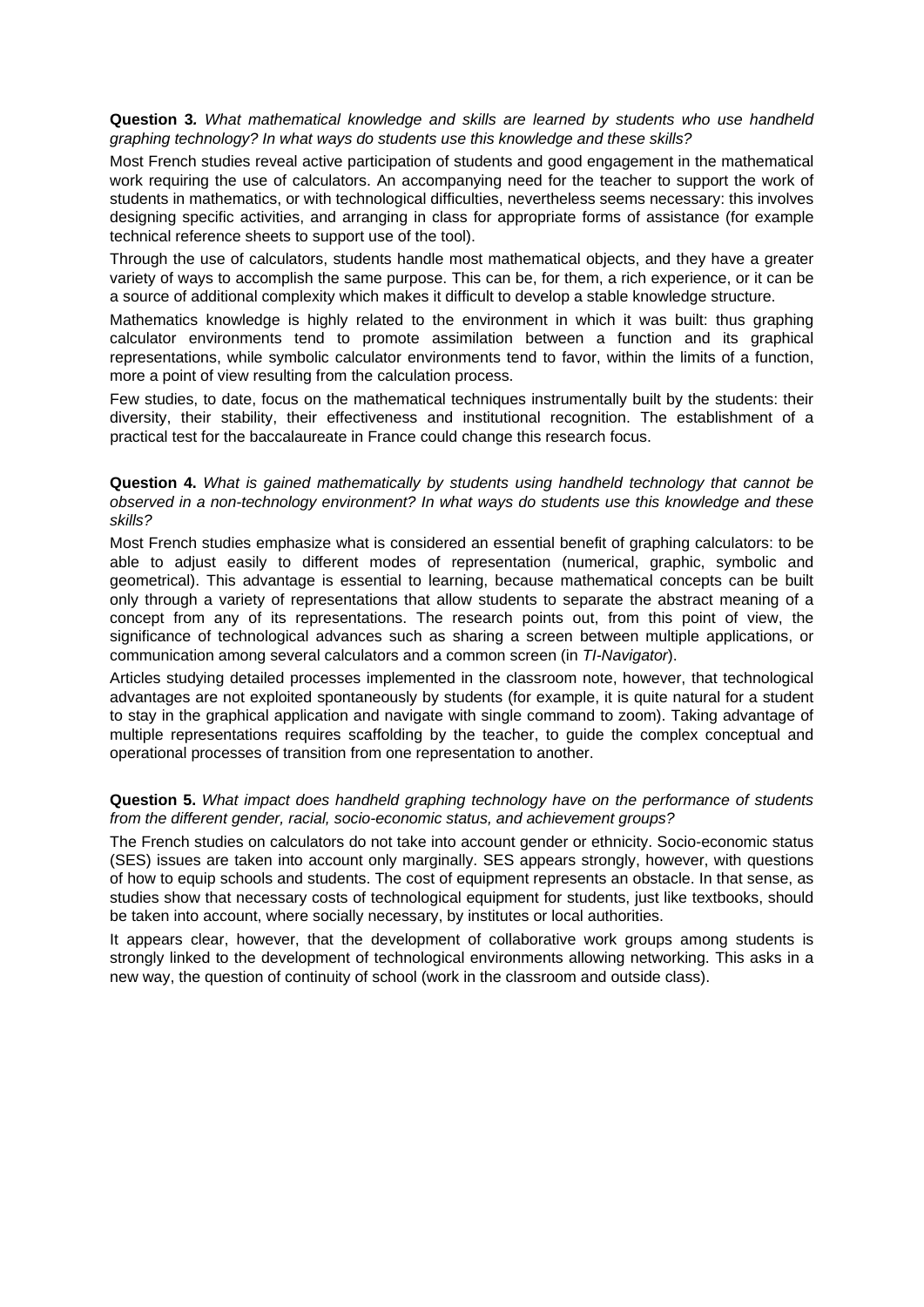**Question 3.** *What mathematical knowledge and skills are learned by students who use handheld graphing technology? In what ways do students use this knowledge and these skills?*

Most French studies reveal active participation of students and good engagement in the mathematical work requiring the use of calculators. An accompanying need for the teacher to support the work of students in mathematics, or with technological difficulties, nevertheless seems necessary: this involves designing specific activities, and arranging in class for appropriate forms of assistance (for example technical reference sheets to support use of the tool).

Through the use of calculators, students handle most mathematical objects, and they have a greater variety of ways to accomplish the same purpose. This can be, for them, a rich experience, or it can be a source of additional complexity which makes it difficult to develop a stable knowledge structure.

Mathematics knowledge is highly related to the environment in which it was built: thus graphing calculator environments tend to promote assimilation between a function and its graphical representations, while symbolic calculator environments tend to favor, within the limits of a function, more a point of view resulting from the calculation process.

Few studies, to date, focus on the mathematical techniques instrumentally built by the students: their diversity, their stability, their effectiveness and institutional recognition. The establishment of a practical test for the baccalaureate in France could change this research focus.

**Question 4.** *What is gained mathematically by students using handheld technology that cannot be observed in a non-technology environment? In what ways do students use this knowledge and these skills?*

Most French studies emphasize what is considered an essential benefit of graphing calculators: to be able to adjust easily to different modes of representation (numerical, graphic, symbolic and geometrical). This advantage is essential to learning, because mathematical concepts can be built only through a variety of representations that allow students to separate the abstract meaning of a concept from any of its representations. The research points out, from this point of view, the significance of technological advances such as sharing a screen between multiple applications, or communication among several calculators and a common screen (in *TI-Navigator*).

Articles studying detailed processes implemented in the classroom note, however, that technological advantages are not exploited spontaneously by students (for example, it is quite natural for a student to stay in the graphical application and navigate with single command to zoom). Taking advantage of multiple representations requires scaffolding by the teacher, to guide the complex conceptual and operational processes of transition from one representation to another.

**Question 5.** *What impact does handheld graphing technology have on the performance of students from the different gender, racial, socio-economic status, and achievement groups?*

The French studies on calculators do not take into account gender or ethnicity. Socio-economic status (SES) issues are taken into account only marginally. SES appears strongly, however, with questions of how to equip schools and students. The cost of equipment represents an obstacle. In that sense, as studies show that necessary costs of technological equipment for students, just like textbooks, should be taken into account, where socially necessary, by institutes or local authorities.

It appears clear, however, that the development of collaborative work groups among students is strongly linked to the development of technological environments allowing networking. This asks in a new way, the question of continuity of school (work in the classroom and outside class).